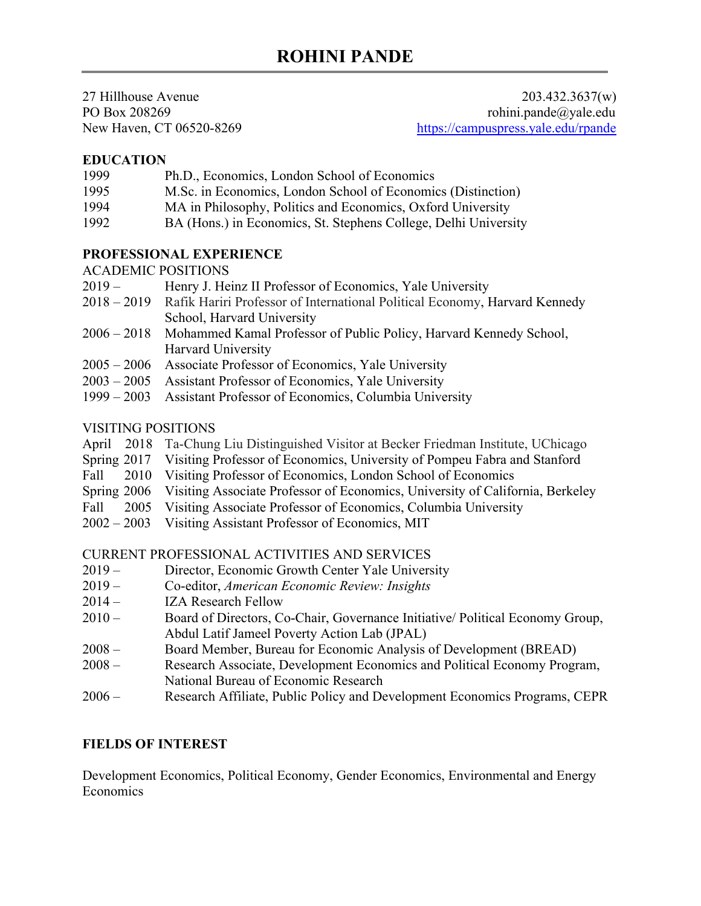# ROHINI PANDE

27 Hillhouse Avenue
PO Box 208269
New Haven, CT 06520-8269

203.432.3637(w)
rohini.pande@yale.edu
https://campuspress.yale.edu/rpande

## EDUCATION

1999 Ph.D., Economics, London School of Economics
1995 M.Sc. in Economics, London School of Economics (Distinction)
1994 MA in Philosophy, Politics and Economics, Oxford University
1992 BA (Hons.) in Economics, St. Stephens College, Delhi University

## PROFESSIONAL EXPERIENCE

### ACADEMIC POSITIONS

2019 – Henry J. Heinz II Professor of Economics, Yale University
2018 – 2019 Rafik Hariri Professor of International Political Economy, Harvard Kennedy School, Harvard University
2006 – 2018 Mohammed Kamal Professor of Public Policy, Harvard Kennedy School, Harvard University
2005 – 2006 Associate Professor of Economics, Yale University
2003 – 2005 Assistant Professor of Economics, Yale University
1999 – 2003 Assistant Professor of Economics, Columbia University

### VISITING POSITIONS

April 2018 Ta-Chung Liu Distinguished Visitor at Becker Friedman Institute, UChicago
Spring 2017 Visiting Professor of Economics, University of Pompeu Fabra and Stanford
Fall 2010 Visiting Professor of Economics, London School of Economics
Spring 2006 Visiting Associate Professor of Economics, University of California, Berkeley
Fall 2005 Visiting Associate Professor of Economics, Columbia University
2002 – 2003 Visiting Assistant Professor of Economics, MIT

### CURRENT PROFESSIONAL ACTIVITIES AND SERVICES

2019 – Director, Economic Growth Center Yale University
2019 – Co-editor, *American Economic Review: Insights*
2014 – IZA Research Fellow
2010 – Board of Directors, Co-Chair, Governance Initiative/ Political Economy Group, Abdul Latif Jameel Poverty Action Lab (JPAL)
2008 – Board Member, Bureau for Economic Analysis of Development (BREAD)
2008 – Research Associate, Development Economics and Political Economy Program, National Bureau of Economic Research
2006 – Research Affiliate, Public Policy and Development Economics Programs, CEPR

## FIELDS OF INTEREST

Development Economics, Political Economy, Gender Economics, Environmental and Energy Economics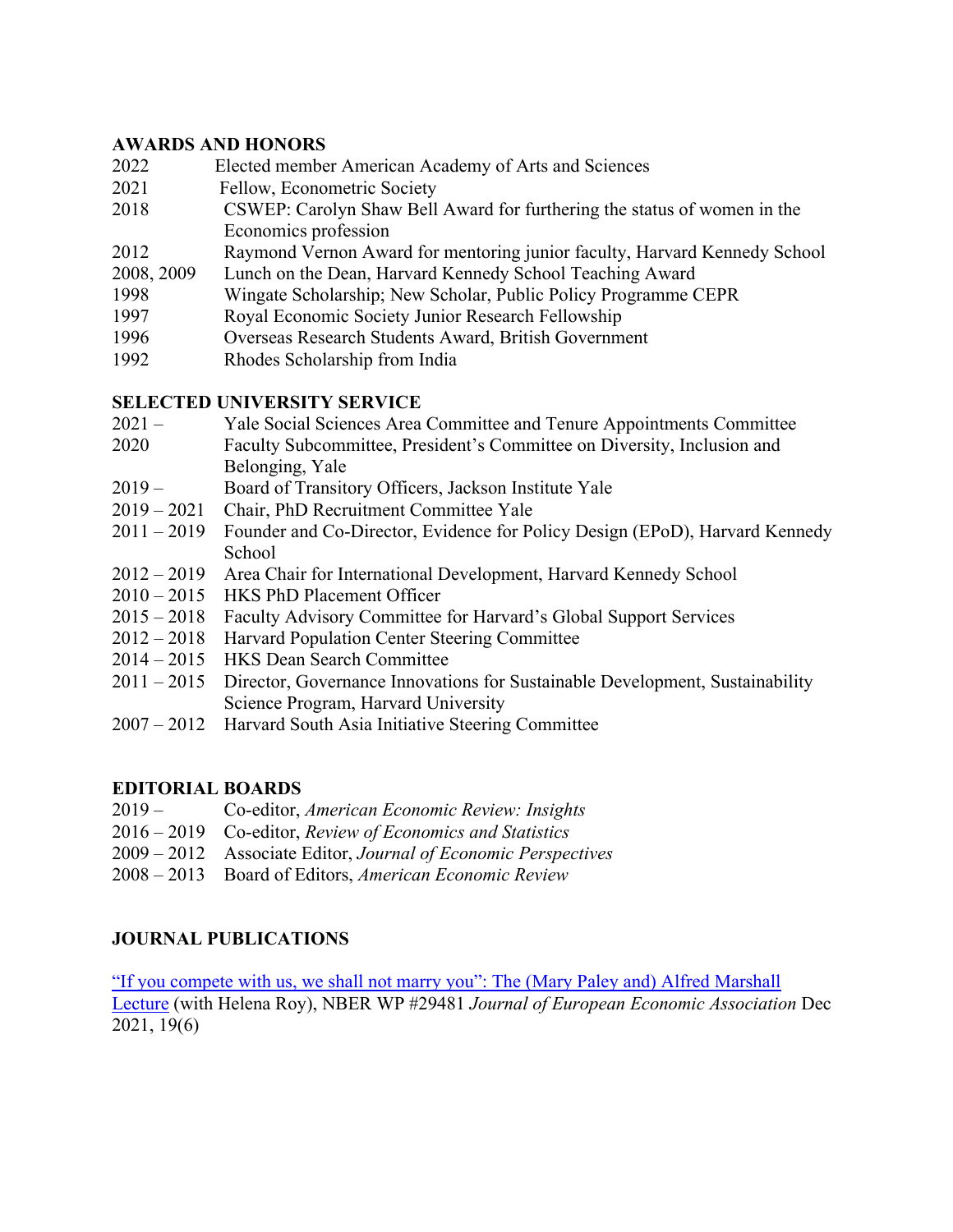## AWARDS AND HONORS

| | |
|---|---|
| 2022 | Elected member American Academy of Arts and Sciences |
| 2021 | Fellow, Econometric Society |
| 2018 | CSWEP: Carolyn Shaw Bell Award for furthering the status of women in the Economics profession |
| 2012 | Raymond Vernon Award for mentoring junior faculty, Harvard Kennedy School |
| 2008, 2009 | Lunch on the Dean, Harvard Kennedy School Teaching Award |
| 1998 | Wingate Scholarship; New Scholar, Public Policy Programme CEPR |
| 1997 | Royal Economic Society Junior Research Fellowship |
| 1996 | Overseas Research Students Award, British Government |
| 1992 | Rhodes Scholarship from India |

## SELECTED UNIVERSITY SERVICE

| | |
|---|---|
| 2021 – | Yale Social Sciences Area Committee and Tenure Appointments Committee |
| 2020 | Faculty Subcommittee, President's Committee on Diversity, Inclusion and Belonging, Yale |
| 2019 – | Board of Transitory Officers, Jackson Institute Yale |
| 2019 – 2021 | Chair, PhD Recruitment Committee Yale |
| 2011 – 2019 | Founder and Co-Director, Evidence for Policy Design (EPoD), Harvard Kennedy School |
| 2012 – 2019 | Area Chair for International Development, Harvard Kennedy School |
| 2010 – 2015 | HKS PhD Placement Officer |
| 2015 – 2018 | Faculty Advisory Committee for Harvard's Global Support Services |
| 2012 – 2018 | Harvard Population Center Steering Committee |
| 2014 – 2015 | HKS Dean Search Committee |
| 2011 – 2015 | Director, Governance Innovations for Sustainable Development, Sustainability Science Program, Harvard University |
| 2007 – 2012 | Harvard South Asia Initiative Steering Committee |

## EDITORIAL BOARDS

| | |
|---|---|
| 2019 – | Co-editor, *American Economic Review: Insights* |
| 2016 – 2019 | Co-editor, *Review of Economics and Statistics* |
| 2009 – 2012 | Associate Editor, *Journal of Economic Perspectives* |
| 2008 – 2013 | Board of Editors, *American Economic Review* |

## JOURNAL PUBLICATIONS

"If you compete with us, we shall not marry you": The (Mary Paley and) Alfred Marshall Lecture (with Helena Roy), NBER WP #29481 *Journal of European Economic Association* Dec 2021, 19(6)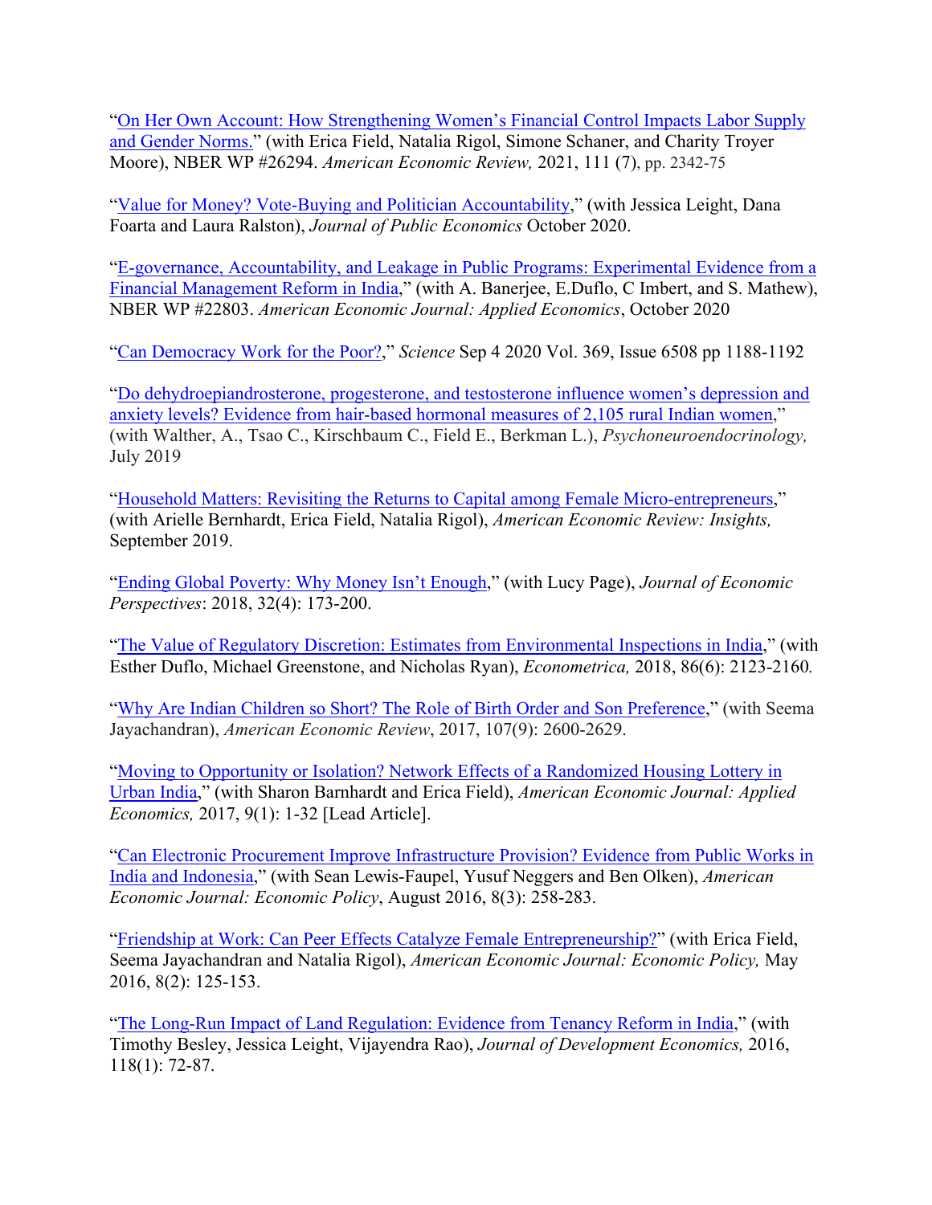"On Her Own Account: How Strengthening Women's Financial Control Impacts Labor Supply and Gender Norms." (with Erica Field, Natalia Rigol, Simone Schaner, and Charity Troyer Moore), NBER WP #26294. *American Economic Review,* 2021, 111 (7), pp. 2342-75

"Value for Money? Vote-Buying and Politician Accountability," (with Jessica Leight, Dana Foarta and Laura Ralston), *Journal of Public Economics* October 2020.

"E-governance, Accountability, and Leakage in Public Programs: Experimental Evidence from a Financial Management Reform in India," (with A. Banerjee, E.Duflo, C Imbert, and S. Mathew), NBER WP #22803. *American Economic Journal: Applied Economics*, October 2020

"Can Democracy Work for the Poor?," *Science* Sep 4 2020 Vol. 369, Issue 6508 pp 1188-1192

"Do dehydroepiandrosterone, progesterone, and testosterone influence women's depression and anxiety levels? Evidence from hair-based hormonal measures of 2,105 rural Indian women," (with Walther, A., Tsao C., Kirschbaum C., Field E., Berkman L.), *Psychoneuroendocrinology,* July 2019

"Household Matters: Revisiting the Returns to Capital among Female Micro-entrepreneurs," (with Arielle Bernhardt, Erica Field, Natalia Rigol), *American Economic Review: Insights,* September 2019.

"Ending Global Poverty: Why Money Isn't Enough," (with Lucy Page), *Journal of Economic Perspectives*: 2018, 32(4): 173-200.

"The Value of Regulatory Discretion: Estimates from Environmental Inspections in India," (with Esther Duflo, Michael Greenstone, and Nicholas Ryan), *Econometrica,* 2018, 86(6): 2123-2160*.*

"Why Are Indian Children so Short? The Role of Birth Order and Son Preference," (with Seema Jayachandran), *American Economic Review*, 2017, 107(9): 2600-2629.

"Moving to Opportunity or Isolation? Network Effects of a Randomized Housing Lottery in Urban India," (with Sharon Barnhardt and Erica Field), *American Economic Journal: Applied Economics,* 2017, 9(1): 1-32 [Lead Article].

"Can Electronic Procurement Improve Infrastructure Provision? Evidence from Public Works in India and Indonesia," (with Sean Lewis-Faupel, Yusuf Neggers and Ben Olken), *American Economic Journal: Economic Policy*, August 2016, 8(3): 258-283.

"Friendship at Work: Can Peer Effects Catalyze Female Entrepreneurship?" (with Erica Field, Seema Jayachandran and Natalia Rigol), *American Economic Journal: Economic Policy,* May 2016, 8(2): 125-153.

"The Long-Run Impact of Land Regulation: Evidence from Tenancy Reform in India," (with Timothy Besley, Jessica Leight, Vijayendra Rao), *Journal of Development Economics,* 2016, 118(1): 72-87.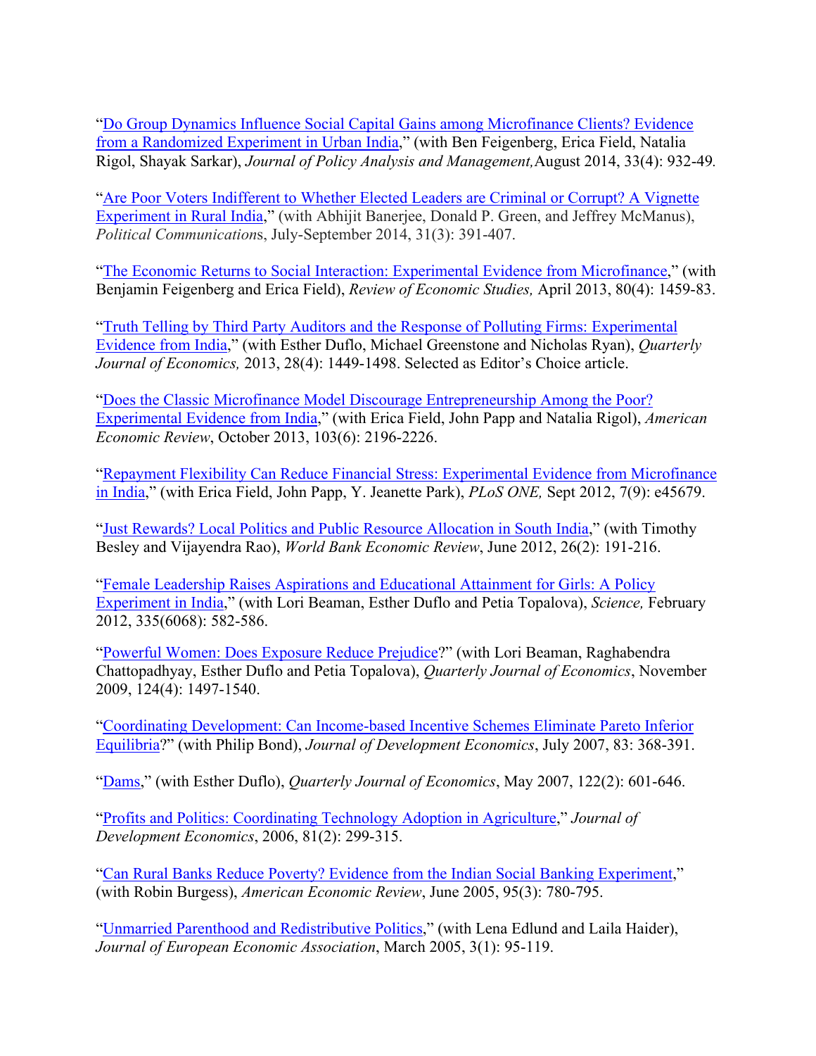"[Do Group Dynamics Influence Social Capital Gains among Microfinance Clients? Evidence from a Randomized Experiment in Urban India](#)," (with Ben Feigenberg, Erica Field, Natalia Rigol, Shayak Sarkar), *Journal of Policy Analysis and Management,* August 2014, 33(4): 932-49.

"[Are Poor Voters Indifferent to Whether Elected Leaders are Criminal or Corrupt? A Vignette Experiment in Rural India](#)," (with Abhijit Banerjee, Donald P. Green, and Jeffrey McManus), *Political Communications*, July-September 2014, 31(3): 391-407.

"[The Economic Returns to Social Interaction: Experimental Evidence from Microfinance](#)," (with Benjamin Feigenberg and Erica Field), *Review of Economic Studies,* April 2013, 80(4): 1459-83.

"[Truth Telling by Third Party Auditors and the Response of Polluting Firms: Experimental Evidence from India](#)," (with Esther Duflo, Michael Greenstone and Nicholas Ryan), *Quarterly Journal of Economics,* 2013, 28(4): 1449-1498. Selected as Editor's Choice article.

"[Does the Classic Microfinance Model Discourage Entrepreneurship Among the Poor? Experimental Evidence from India](#)," (with Erica Field, John Papp and Natalia Rigol), *American Economic Review*, October 2013, 103(6): 2196-2226.

"[Repayment Flexibility Can Reduce Financial Stress: Experimental Evidence from Microfinance in India](#)," (with Erica Field, John Papp, Y. Jeanette Park), *PLoS ONE,* Sept 2012, 7(9): e45679.

"[Just Rewards? Local Politics and Public Resource Allocation in South India](#)," (with Timothy Besley and Vijayendra Rao), *World Bank Economic Review*, June 2012, 26(2): 191-216.

"[Female Leadership Raises Aspirations and Educational Attainment for Girls: A Policy Experiment in India](#)," (with Lori Beaman, Esther Duflo and Petia Topalova), *Science,* February 2012, 335(6068): 582-586.

"[Powerful Women: Does Exposure Reduce Prejudice](#)?" (with Lori Beaman, Raghabendra Chattopadhyay, Esther Duflo and Petia Topalova), *Quarterly Journal of Economics*, November 2009, 124(4): 1497-1540.

"[Coordinating Development: Can Income-based Incentive Schemes Eliminate Pareto Inferior Equilibria](#)?" (with Philip Bond), *Journal of Development Economics*, July 2007, 83: 368-391.

"[Dams](#)," (with Esther Duflo), *Quarterly Journal of Economics*, May 2007, 122(2): 601-646.

"[Profits and Politics: Coordinating Technology Adoption in Agriculture](#)," *Journal of Development Economics*, 2006, 81(2): 299-315.

"[Can Rural Banks Reduce Poverty? Evidence from the Indian Social Banking Experiment](#)," (with Robin Burgess), *American Economic Review*, June 2005, 95(3): 780-795.

"[Unmarried Parenthood and Redistributive Politics](#)," (with Lena Edlund and Laila Haider), *Journal of European Economic Association*, March 2005, 3(1): 95-119.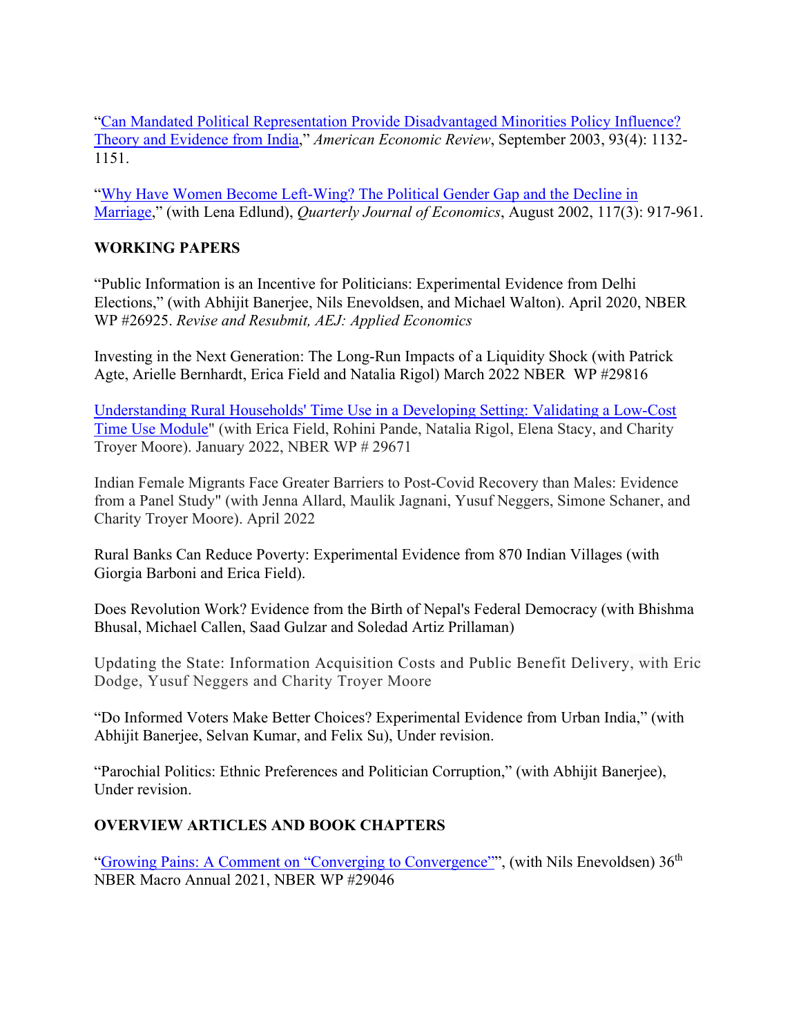"[Can Mandated Political Representation Provide Disadvantaged Minorities Policy Influence? Theory and Evidence from India]," *American Economic Review*, September 2003, 93(4): 1132-1151.

"[Why Have Women Become Left-Wing? The Political Gender Gap and the Decline in Marriage]," (with Lena Edlund), *Quarterly Journal of Economics*, August 2002, 117(3): 917-961.

## WORKING PAPERS

"Public Information is an Incentive for Politicians: Experimental Evidence from Delhi Elections," (with Abhijit Banerjee, Nils Enevoldsen, and Michael Walton). April 2020, NBER WP #26925. *Revise and Resubmit, AEJ: Applied Economics*

Investing in the Next Generation: The Long-Run Impacts of a Liquidity Shock (with Patrick Agte, Arielle Bernhardt, Erica Field and Natalia Rigol) March 2022 NBER WP #29816

[Understanding Rural Households' Time Use in a Developing Setting: Validating a Low-Cost Time Use Module]" (with Erica Field, Rohini Pande, Natalia Rigol, Elena Stacy, and Charity Troyer Moore). January 2022, NBER WP # 29671

Indian Female Migrants Face Greater Barriers to Post-Covid Recovery than Males: Evidence from a Panel Study" (with Jenna Allard, Maulik Jagnani, Yusuf Neggers, Simone Schaner, and Charity Troyer Moore). April 2022

Rural Banks Can Reduce Poverty: Experimental Evidence from 870 Indian Villages (with Giorgia Barboni and Erica Field).

Does Revolution Work? Evidence from the Birth of Nepal's Federal Democracy (with Bhishma Bhusal, Michael Callen, Saad Gulzar and Soledad Artiz Prillaman)

Updating the State: Information Acquisition Costs and Public Benefit Delivery, with Eric Dodge, Yusuf Neggers and Charity Troyer Moore

"Do Informed Voters Make Better Choices? Experimental Evidence from Urban India," (with Abhijit Banerjee, Selvan Kumar, and Felix Su), Under revision.

"Parochial Politics: Ethnic Preferences and Politician Corruption," (with Abhijit Banerjee), Under revision.

## OVERVIEW ARTICLES AND BOOK CHAPTERS

"[Growing Pains: A Comment on "Converging to Convergence"]", (with Nils Enevoldsen) 36th NBER Macro Annual 2021, NBER WP #29046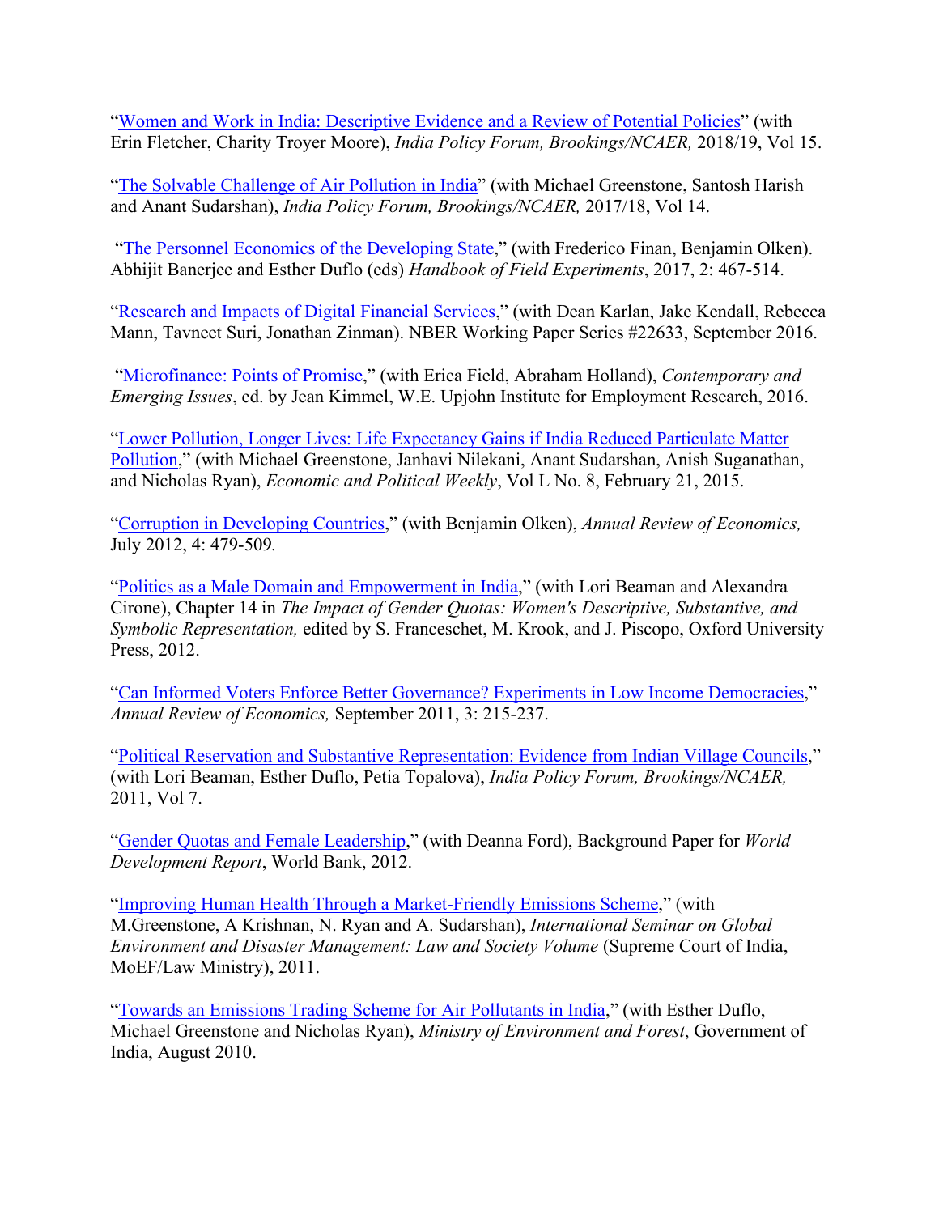"Women and Work in India: Descriptive Evidence and a Review of Potential Policies" (with Erin Fletcher, Charity Troyer Moore), *India Policy Forum, Brookings/NCAER,* 2018/19, Vol 15.

"The Solvable Challenge of Air Pollution in India" (with Michael Greenstone, Santosh Harish and Anant Sudarshan), *India Policy Forum, Brookings/NCAER,* 2017/18, Vol 14.

"The Personnel Economics of the Developing State," (with Frederico Finan, Benjamin Olken). Abhijit Banerjee and Esther Duflo (eds) *Handbook of Field Experiments*, 2017, 2: 467-514.

"Research and Impacts of Digital Financial Services," (with Dean Karlan, Jake Kendall, Rebecca Mann, Tavneet Suri, Jonathan Zinman). NBER Working Paper Series #22633, September 2016.

"Microfinance: Points of Promise," (with Erica Field, Abraham Holland), *Contemporary and Emerging Issues*, ed. by Jean Kimmel, W.E. Upjohn Institute for Employment Research, 2016.

"Lower Pollution, Longer Lives: Life Expectancy Gains if India Reduced Particulate Matter Pollution," (with Michael Greenstone, Janhavi Nilekani, Anant Sudarshan, Anish Suganathan, and Nicholas Ryan), *Economic and Political Weekly*, Vol L No. 8, February 21, 2015.

"Corruption in Developing Countries," (with Benjamin Olken), *Annual Review of Economics,* July 2012, 4: 479-509.

"Politics as a Male Domain and Empowerment in India," (with Lori Beaman and Alexandra Cirone), Chapter 14 in *The Impact of Gender Quotas: Women's Descriptive, Substantive, and Symbolic Representation,* edited by S. Franceschet, M. Krook, and J. Piscopo, Oxford University Press, 2012.

"Can Informed Voters Enforce Better Governance? Experiments in Low Income Democracies," *Annual Review of Economics,* September 2011, 3: 215-237.

"Political Reservation and Substantive Representation: Evidence from Indian Village Councils," (with Lori Beaman, Esther Duflo, Petia Topalova), *India Policy Forum, Brookings/NCAER,* 2011, Vol 7.

"Gender Quotas and Female Leadership," (with Deanna Ford), Background Paper for *World Development Report*, World Bank, 2012.

"Improving Human Health Through a Market-Friendly Emissions Scheme," (with M.Greenstone, A Krishnan, N. Ryan and A. Sudarshan), *International Seminar on Global Environment and Disaster Management: Law and Society Volume* (Supreme Court of India, MoEF/Law Ministry), 2011.

"Towards an Emissions Trading Scheme for Air Pollutants in India," (with Esther Duflo, Michael Greenstone and Nicholas Ryan), *Ministry of Environment and Forest*, Government of India, August 2010.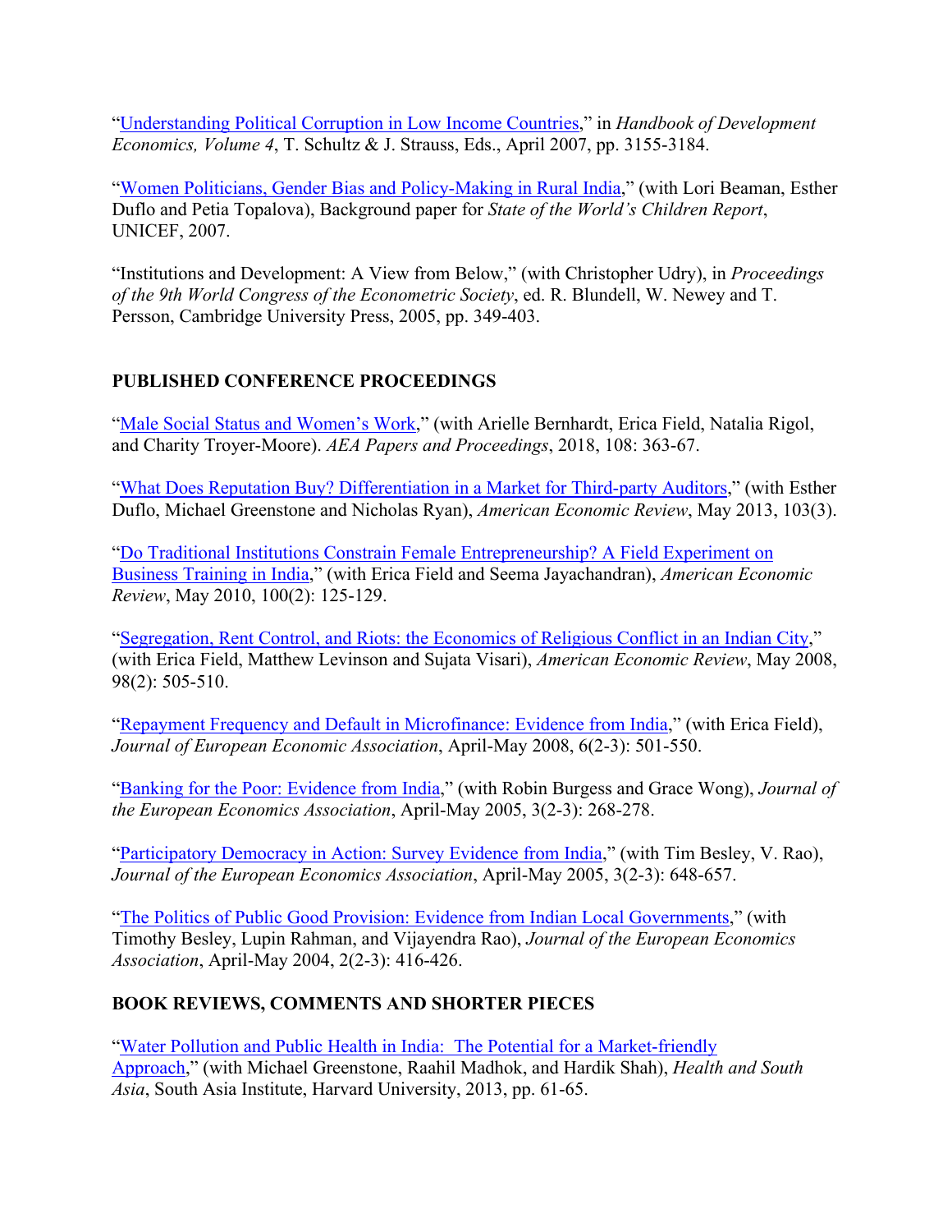"Understanding Political Corruption in Low Income Countries," in *Handbook of Development Economics, Volume 4*, T. Schultz & J. Strauss, Eds., April 2007, pp. 3155-3184.

"Women Politicians, Gender Bias and Policy-Making in Rural India," (with Lori Beaman, Esther Duflo and Petia Topalova), Background paper for *State of the World's Children Report*, UNICEF, 2007.

"Institutions and Development: A View from Below," (with Christopher Udry), in *Proceedings of the 9th World Congress of the Econometric Society*, ed. R. Blundell, W. Newey and T. Persson, Cambridge University Press, 2005, pp. 349-403.

## PUBLISHED CONFERENCE PROCEEDINGS

"Male Social Status and Women's Work," (with Arielle Bernhardt, Erica Field, Natalia Rigol, and Charity Troyer-Moore). *AEA Papers and Proceedings*, 2018, 108: 363-67.

"What Does Reputation Buy? Differentiation in a Market for Third-party Auditors," (with Esther Duflo, Michael Greenstone and Nicholas Ryan), *American Economic Review*, May 2013, 103(3).

"Do Traditional Institutions Constrain Female Entrepreneurship? A Field Experiment on Business Training in India," (with Erica Field and Seema Jayachandran), *American Economic Review*, May 2010, 100(2): 125-129.

"Segregation, Rent Control, and Riots: the Economics of Religious Conflict in an Indian City," (with Erica Field, Matthew Levinson and Sujata Visari), *American Economic Review*, May 2008, 98(2): 505-510.

"Repayment Frequency and Default in Microfinance: Evidence from India," (with Erica Field), *Journal of European Economic Association*, April-May 2008, 6(2-3): 501-550.

"Banking for the Poor: Evidence from India," (with Robin Burgess and Grace Wong), *Journal of the European Economics Association*, April-May 2005, 3(2-3): 268-278.

"Participatory Democracy in Action: Survey Evidence from India," (with Tim Besley, V. Rao), *Journal of the European Economics Association*, April-May 2005, 3(2-3): 648-657.

"The Politics of Public Good Provision: Evidence from Indian Local Governments," (with Timothy Besley, Lupin Rahman, and Vijayendra Rao), *Journal of the European Economics Association*, April-May 2004, 2(2-3): 416-426.

## BOOK REVIEWS, COMMENTS AND SHORTER PIECES

"Water Pollution and Public Health in India: The Potential for a Market-friendly Approach," (with Michael Greenstone, Raahil Madhok, and Hardik Shah), *Health and South Asia*, South Asia Institute, Harvard University, 2013, pp. 61-65.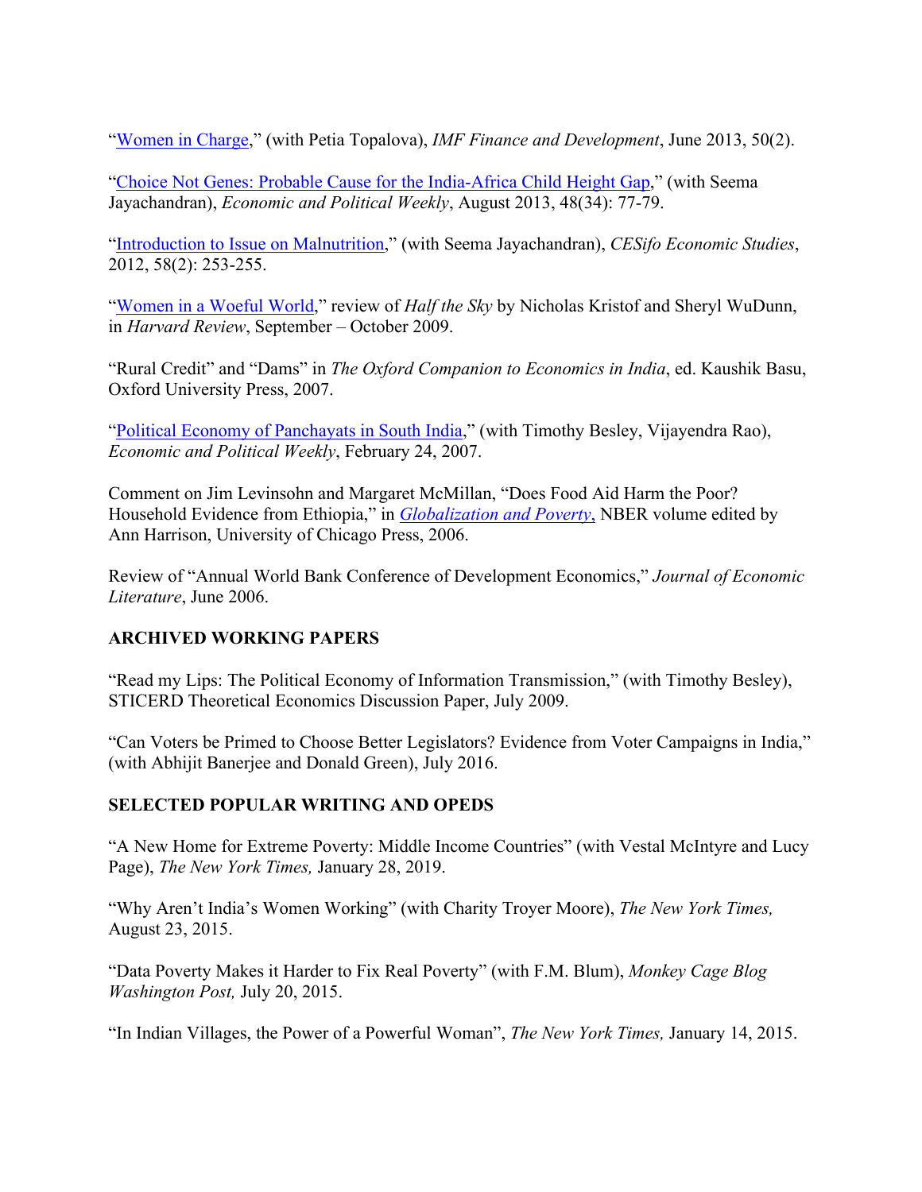"[Women in Charge](#)," (with Petia Topalova), *IMF Finance and Development*, June 2013, 50(2).

"[Choice Not Genes: Probable Cause for the India-Africa Child Height Gap](#)," (with Seema Jayachandran), *Economic and Political Weekly*, August 2013, 48(34): 77-79.

"[Introduction to Issue on Malnutrition](#)," (with Seema Jayachandran), *CESifo Economic Studies*, 2012, 58(2): 253-255.

"[Women in a Woeful World](#)," review of *Half the Sky* by Nicholas Kristof and Sheryl WuDunn, in *Harvard Review*, September – October 2009.

"Rural Credit" and "Dams" in *The Oxford Companion to Economics in India*, ed. Kaushik Basu, Oxford University Press, 2007.

"[Political Economy of Panchayats in South India](#)," (with Timothy Besley, Vijayendra Rao), *Economic and Political Weekly*, February 24, 2007.

Comment on Jim Levinsohn and Margaret McMillan, "Does Food Aid Harm the Poor? Household Evidence from Ethiopia," in *[Globalization and Poverty](#)*, NBER volume edited by Ann Harrison, University of Chicago Press, 2006.

Review of "Annual World Bank Conference of Development Economics," *Journal of Economic Literature*, June 2006.

## ARCHIVED WORKING PAPERS

"Read my Lips: The Political Economy of Information Transmission," (with Timothy Besley), STICERD Theoretical Economics Discussion Paper, July 2009.

"Can Voters be Primed to Choose Better Legislators? Evidence from Voter Campaigns in India," (with Abhijit Banerjee and Donald Green), July 2016.

## SELECTED POPULAR WRITING AND OPEDS

"A New Home for Extreme Poverty: Middle Income Countries" (with Vestal McIntyre and Lucy Page), *The New York Times,* January 28, 2019.

"Why Aren't India's Women Working" (with Charity Troyer Moore), *The New York Times,* August 23, 2015.

"Data Poverty Makes it Harder to Fix Real Poverty" (with F.M. Blum), *Monkey Cage Blog Washington Post,* July 20, 2015.

"In Indian Villages, the Power of a Powerful Woman", *The New York Times,* January 14, 2015.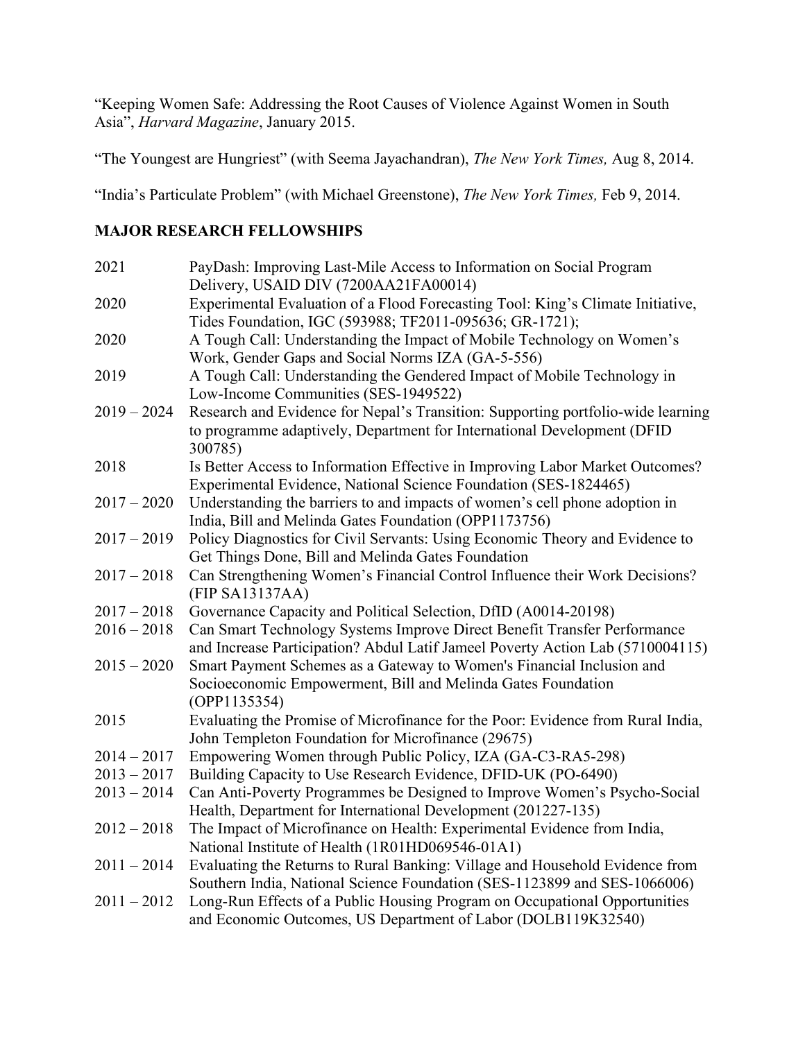"Keeping Women Safe: Addressing the Root Causes of Violence Against Women in South Asia", *Harvard Magazine*, January 2015.

"The Youngest are Hungriest" (with Seema Jayachandran), *The New York Times,* Aug 8, 2014.

"India's Particulate Problem" (with Michael Greenstone), *The New York Times,* Feb 9, 2014.

## MAJOR RESEARCH FELLOWSHIPS

| | |
|---|---|
| 2021 | PayDash: Improving Last-Mile Access to Information on Social Program Delivery, USAID DIV (7200AA21FA00014) |
| 2020 | Experimental Evaluation of a Flood Forecasting Tool: King's Climate Initiative, Tides Foundation, IGC (593988; TF2011-095636; GR-1721); |
| 2020 | A Tough Call: Understanding the Impact of Mobile Technology on Women's Work, Gender Gaps and Social Norms IZA (GA-5-556) |
| 2019 | A Tough Call: Understanding the Gendered Impact of Mobile Technology in Low-Income Communities (SES-1949522) |
| 2019 – 2024 | Research and Evidence for Nepal's Transition: Supporting portfolio-wide learning to programme adaptively, Department for International Development (DFID 300785) |
| 2018 | Is Better Access to Information Effective in Improving Labor Market Outcomes? Experimental Evidence, National Science Foundation (SES-1824465) |
| 2017 – 2020 | Understanding the barriers to and impacts of women's cell phone adoption in India, Bill and Melinda Gates Foundation (OPP1173756) |
| 2017 – 2019 | Policy Diagnostics for Civil Servants: Using Economic Theory and Evidence to Get Things Done, Bill and Melinda Gates Foundation |
| 2017 – 2018 | Can Strengthening Women's Financial Control Influence their Work Decisions? (FIP SA13137AA) |
| 2017 – 2018 | Governance Capacity and Political Selection, DfID (A0014-20198) |
| 2016 – 2018 | Can Smart Technology Systems Improve Direct Benefit Transfer Performance and Increase Participation? Abdul Latif Jameel Poverty Action Lab (5710004115) |
| 2015 – 2020 | Smart Payment Schemes as a Gateway to Women's Financial Inclusion and Socioeconomic Empowerment, Bill and Melinda Gates Foundation (OPP1135354) |
| 2015 | Evaluating the Promise of Microfinance for the Poor: Evidence from Rural India, John Templeton Foundation for Microfinance (29675) |
| 2014 – 2017 | Empowering Women through Public Policy, IZA (GA-C3-RA5-298) |
| 2013 – 2017 | Building Capacity to Use Research Evidence, DFID-UK (PO-6490) |
| 2013 – 2014 | Can Anti-Poverty Programmes be Designed to Improve Women's Psycho-Social Health, Department for International Development (201227-135) |
| 2012 – 2018 | The Impact of Microfinance on Health: Experimental Evidence from India, National Institute of Health (1R01HD069546-01A1) |
| 2011 – 2014 | Evaluating the Returns to Rural Banking: Village and Household Evidence from Southern India, National Science Foundation (SES-1123899 and SES-1066006) |
| 2011 – 2012 | Long-Run Effects of a Public Housing Program on Occupational Opportunities and Economic Outcomes, US Department of Labor (DOLB119K32540) |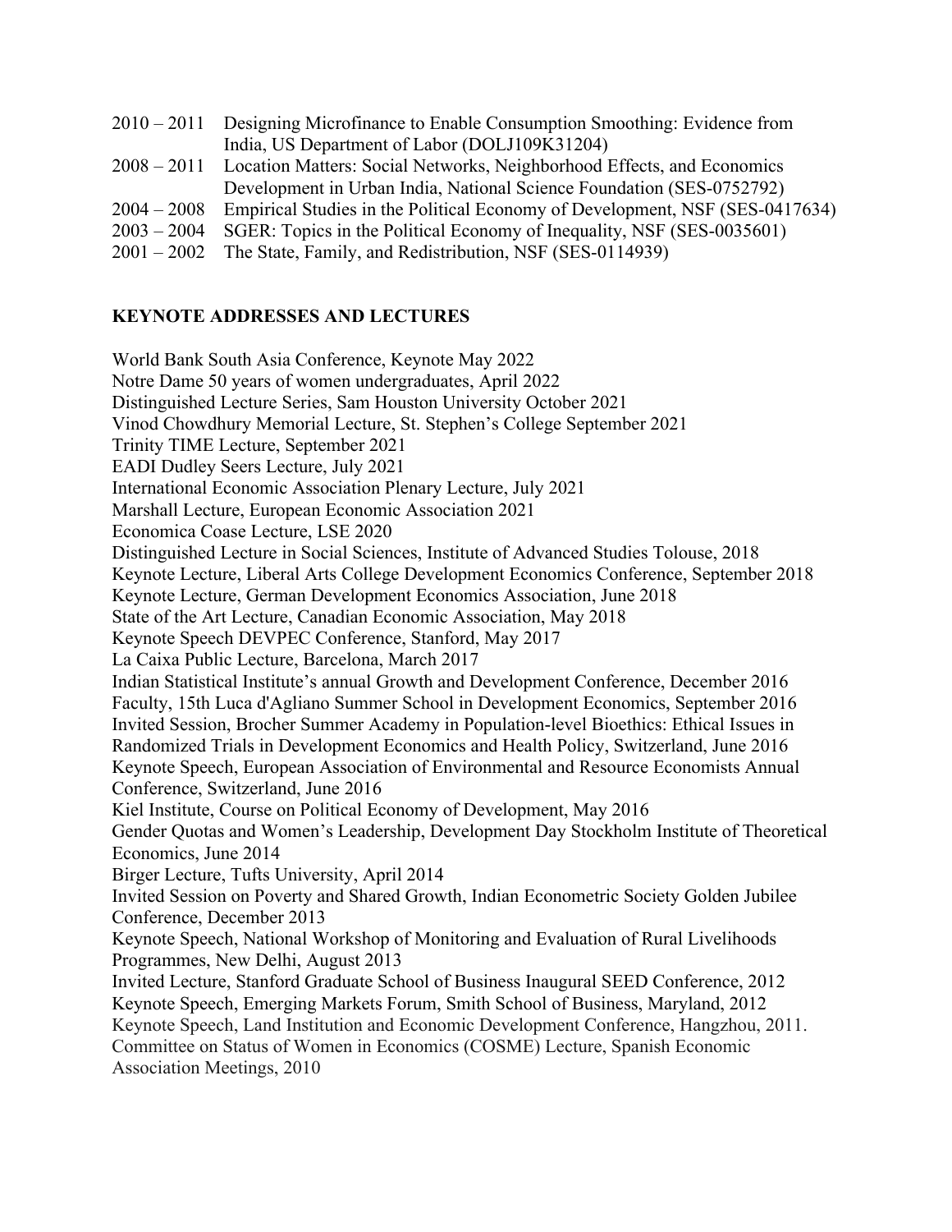2010 – 2011 Designing Microfinance to Enable Consumption Smoothing: Evidence from India, US Department of Labor (DOLJ109K31204)

2008 – 2011 Location Matters: Social Networks, Neighborhood Effects, and Economics Development in Urban India, National Science Foundation (SES-0752792)

2004 – 2008 Empirical Studies in the Political Economy of Development, NSF (SES-0417634)

2003 – 2004 SGER: Topics in the Political Economy of Inequality, NSF (SES-0035601)

2001 – 2002 The State, Family, and Redistribution, NSF (SES-0114939)

## KEYNOTE ADDRESSES AND LECTURES

World Bank South Asia Conference, Keynote May 2022
Notre Dame 50 years of women undergraduates, April 2022
Distinguished Lecture Series, Sam Houston University October 2021
Vinod Chowdhury Memorial Lecture, St. Stephen's College September 2021
Trinity TIME Lecture, September 2021
EADI Dudley Seers Lecture, July 2021
International Economic Association Plenary Lecture, July 2021
Marshall Lecture, European Economic Association 2021
Economica Coase Lecture, LSE 2020
Distinguished Lecture in Social Sciences, Institute of Advanced Studies Tolouse, 2018
Keynote Lecture, Liberal Arts College Development Economics Conference, September 2018
Keynote Lecture, German Development Economics Association, June 2018
State of the Art Lecture, Canadian Economic Association, May 2018
Keynote Speech DEVPEC Conference, Stanford, May 2017
La Caixa Public Lecture, Barcelona, March 2017
Indian Statistical Institute's annual Growth and Development Conference, December 2016
Faculty, 15th Luca d'Agliano Summer School in Development Economics, September 2016
Invited Session, Brocher Summer Academy in Population-level Bioethics: Ethical Issues in Randomized Trials in Development Economics and Health Policy, Switzerland, June 2016
Keynote Speech, European Association of Environmental and Resource Economists Annual Conference, Switzerland, June 2016
Kiel Institute, Course on Political Economy of Development, May 2016
Gender Quotas and Women's Leadership, Development Day Stockholm Institute of Theoretical Economics, June 2014
Birger Lecture, Tufts University, April 2014
Invited Session on Poverty and Shared Growth, Indian Econometric Society Golden Jubilee Conference, December 2013
Keynote Speech, National Workshop of Monitoring and Evaluation of Rural Livelihoods Programmes, New Delhi, August 2013
Invited Lecture, Stanford Graduate School of Business Inaugural SEED Conference, 2012
Keynote Speech, Emerging Markets Forum, Smith School of Business, Maryland, 2012
Keynote Speech, Land Institution and Economic Development Conference, Hangzhou, 2011.
Committee on Status of Women in Economics (COSME) Lecture, Spanish Economic Association Meetings, 2010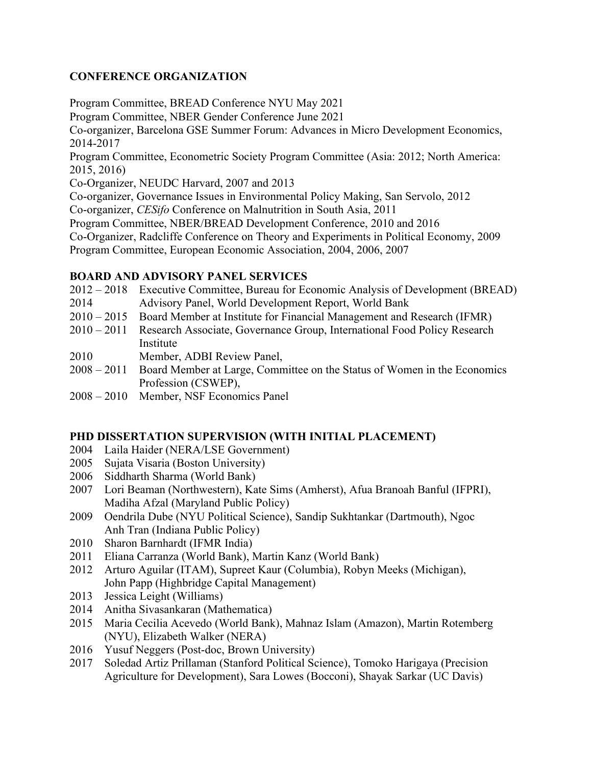## CONFERENCE ORGANIZATION

Program Committee, BREAD Conference NYU May 2021
Program Committee, NBER Gender Conference June 2021
Co-organizer, Barcelona GSE Summer Forum: Advances in Micro Development Economics, 2014-2017
Program Committee, Econometric Society Program Committee (Asia: 2012; North America: 2015, 2016)
Co-Organizer, NEUDC Harvard, 2007 and 2013
Co-organizer, Governance Issues in Environmental Policy Making, San Servolo, 2012
Co-organizer, *CESifo* Conference on Malnutrition in South Asia, 2011
Program Committee, NBER/BREAD Development Conference, 2010 and 2016
Co-Organizer, Radcliffe Conference on Theory and Experiments in Political Economy, 2009
Program Committee, European Economic Association, 2004, 2006, 2007

## BOARD AND ADVISORY PANEL SERVICES

2012 – 2018 Executive Committee, Bureau for Economic Analysis of Development (BREAD)
2014 Advisory Panel, World Development Report, World Bank
2010 – 2015 Board Member at Institute for Financial Management and Research (IFMR)
2010 – 2011 Research Associate, Governance Group, International Food Policy Research Institute
2010 Member, ADBI Review Panel,
2008 – 2011 Board Member at Large, Committee on the Status of Women in the Economics Profession (CSWEP),
2008 – 2010 Member, NSF Economics Panel

## PHD DISSERTATION SUPERVISION (WITH INITIAL PLACEMENT)

2004 Laila Haider (NERA/LSE Government)
2005 Sujata Visaria (Boston University)
2006 Siddharth Sharma (World Bank)
2007 Lori Beaman (Northwestern), Kate Sims (Amherst), Afua Branoah Banful (IFPRI), Madiha Afzal (Maryland Public Policy)
2009 Oendrila Dube (NYU Political Science), Sandip Sukhtankar (Dartmouth), Ngoc Anh Tran (Indiana Public Policy)
2010 Sharon Barnhardt (IFMR India)
2011 Eliana Carranza (World Bank), Martin Kanz (World Bank)
2012 Arturo Aguilar (ITAM), Supreet Kaur (Columbia), Robyn Meeks (Michigan), John Papp (Highbridge Capital Management)
2013 Jessica Leight (Williams)
2014 Anitha Sivasankaran (Mathematica)
2015 Maria Cecilia Acevedo (World Bank), Mahnaz Islam (Amazon), Martin Rotemberg (NYU), Elizabeth Walker (NERA)
2016 Yusuf Neggers (Post-doc, Brown University)
2017 Soledad Artiz Prillaman (Stanford Political Science), Tomoko Harigaya (Precision Agriculture for Development), Sara Lowes (Bocconi), Shayak Sarkar (UC Davis)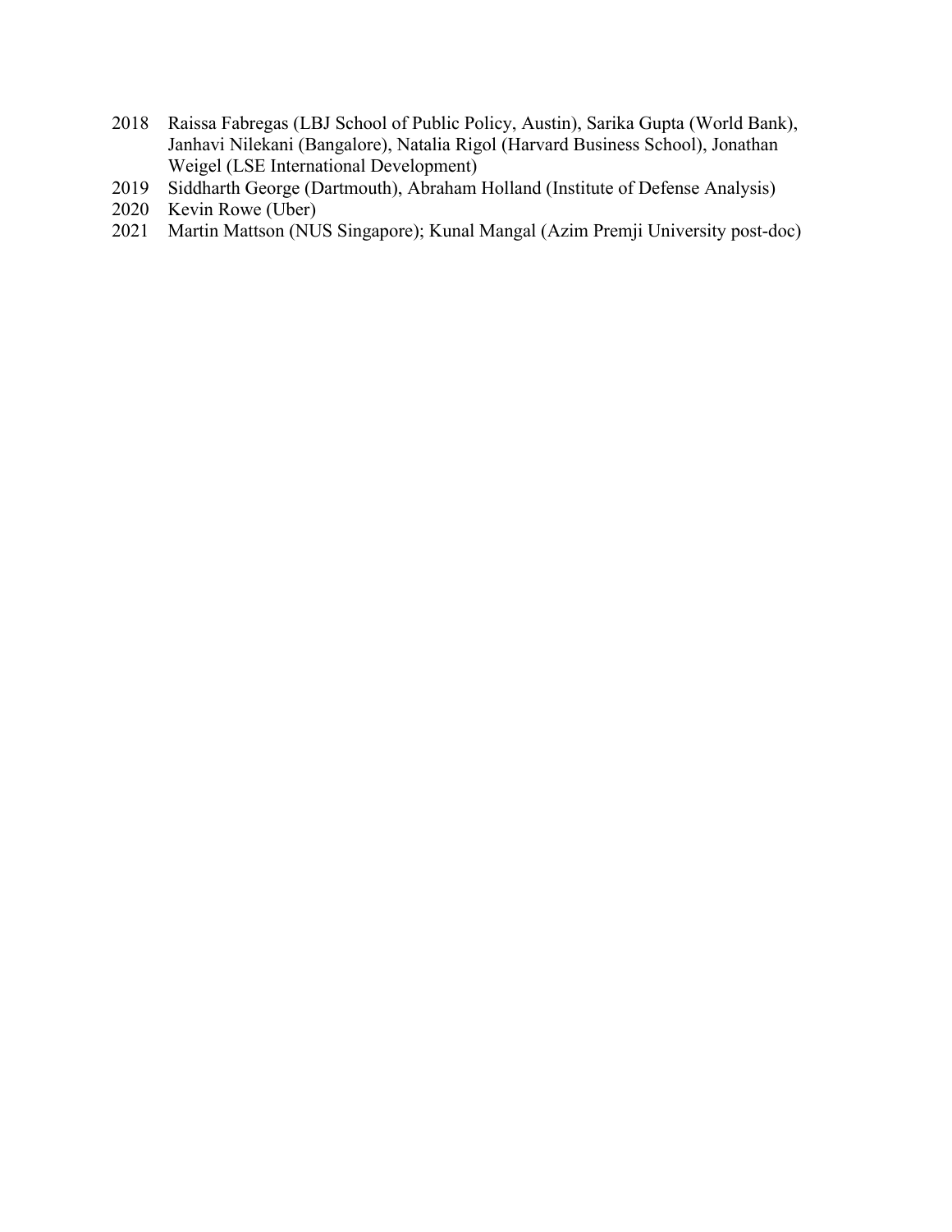2018 Raissa Fabregas (LBJ School of Public Policy, Austin), Sarika Gupta (World Bank), Janhavi Nilekani (Bangalore), Natalia Rigol (Harvard Business School), Jonathan Weigel (LSE International Development)

2019 Siddharth George (Dartmouth), Abraham Holland (Institute of Defense Analysis)

2020 Kevin Rowe (Uber)

2021 Martin Mattson (NUS Singapore); Kunal Mangal (Azim Premji University post-doc)